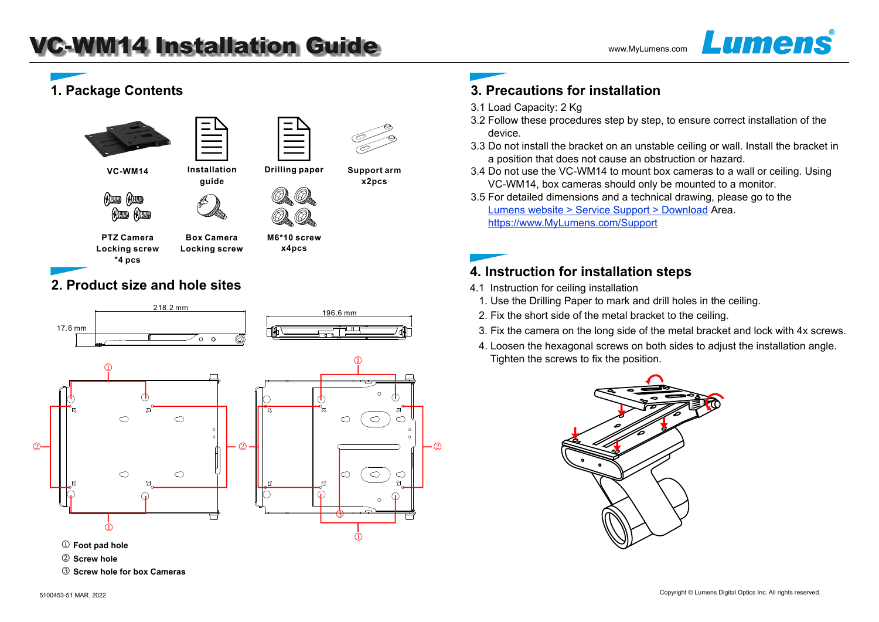# VC-WM14 Installation Guide

www.MyLumens.com

## 1. Package Contents

VC-WM14

Installation guide

Drilling paper

Support arm x2pcs

PTZ Camera Locking screw *4 pcs

Box Camera Locking screw

M6*10 screw x4pcs

## 2. Product size and hole sites

218.2 mm

17.6 mm

196.6 mm

① Foot pad hole

② Screw hole

③ Screw hole for box Cameras

## 3. Precautions for installation

3.1 Load Capacity: 2 Kg

3.2 Follow these procedures step by step, to ensure correct installation of the device.

3.3 Do not install the bracket on an unstable ceiling or wall. Install the bracket in a position that does not cause an obstruction or hazard.

3.4 Do not use the VC-WM14 to mount box cameras to a wall or ceiling. Using VC-WM14, box cameras should only be mounted to a monitor.

3.5 For detailed dimensions and a technical drawing, please go to the Lumens website > Service Support > Download Area.
https://www.MyLumens.com/Support

## 4. Instruction for installation steps

4.1 Instruction for ceiling installation

1. Use the Drilling Paper to mark and drill holes in the ceiling.
2. Fix the short side of the metal bracket to the ceiling.
3. Fix the camera on the long side of the metal bracket and lock with 4x screws.
4. Loosen the hexagonal screws on both sides to adjust the installation angle. Tighten the screws to fix the position.

5100453-51 MAR. 2022

Copyright © Lumens Digital Optics Inc. All rights reserved.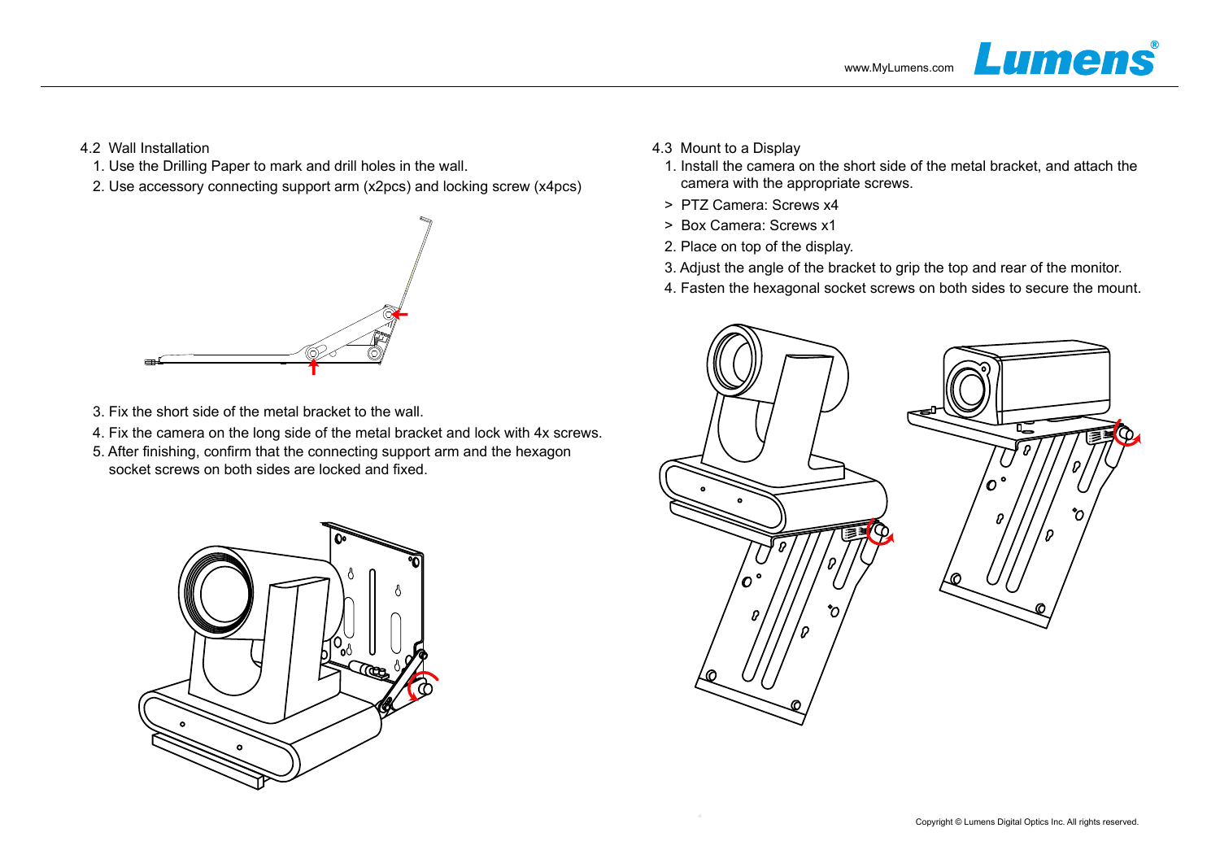### 4.2 Wall Installation

1. Use the Drilling Paper to mark and drill holes in the wall.
2. Use accessory connecting support arm (x2pcs) and locking screw (x4pcs)
3. Fix the short side of the metal bracket to the wall.
4. Fix the camera on the long side of the metal bracket and lock with 4x screws.
5. After finishing, confirm that the connecting support arm and the hexagon socket screws on both sides are locked and fixed.

### 4.3 Mount to a Display

1. Install the camera on the short side of the metal bracket, and attach the camera with the appropriate screws.

> PTZ Camera: Screws x4

> Box Camera: Screws x1

2. Place on top of the display.
3. Adjust the angle of the bracket to grip the top and rear of the monitor.
4. Fasten the hexagonal socket screws on both sides to secure the mount.